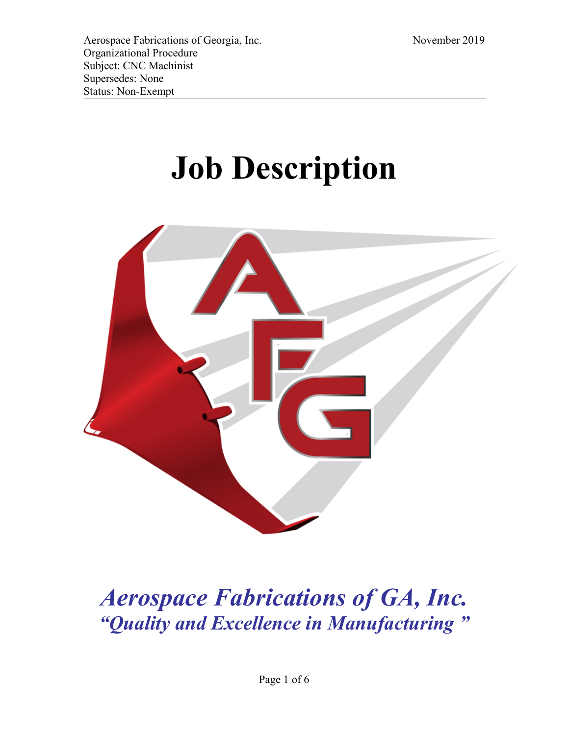Aerospace Fabrications of Georgia, Inc.
Organizational Procedure
Subject: CNC Machinist
Supersedes: None
Status: Non-Exempt

November 2019

# Job Description

***Aerospace Fabrications of GA, Inc.***

***"Quality and Excellence in Manufacturing "***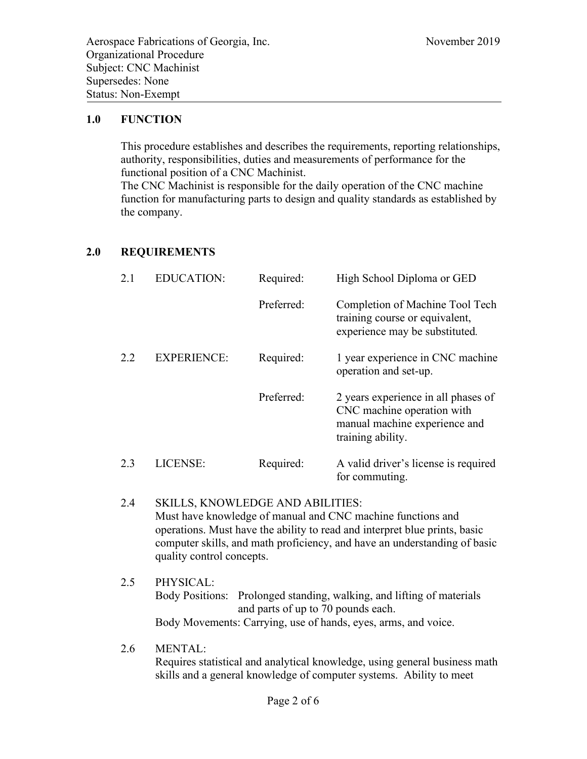Aerospace Fabrications of Georgia, Inc. — November 2019
Organizational Procedure
Subject: CNC Machinist
Supersedes: None
Status: Non-Exempt

---

## 1.0 FUNCTION

This procedure establishes and describes the requirements, reporting relationships, authority, responsibilities, duties and measurements of performance for the functional position of a CNC Machinist.

The CNC Machinist is responsible for the daily operation of the CNC machine function for manufacturing parts to design and quality standards as established by the company.

## 2.0 REQUIREMENTS

| | | | |
|---|---|---|---|
| 2.1 | EDUCATION: | Required: | High School Diploma or GED |
| | | Preferred: | Completion of Machine Tool Tech training course or equivalent, experience may be substituted. |
| 2.2 | EXPERIENCE: | Required: | 1 year experience in CNC machine operation and set-up. |
| | | Preferred: | 2 years experience in all phases of CNC machine operation with manual machine experience and training ability. |
| 2.3 | LICENSE: | Required: | A valid driver's license is required for commuting. |

2.4 SKILLS, KNOWLEDGE AND ABILITIES:
Must have knowledge of manual and CNC machine functions and operations. Must have the ability to read and interpret blue prints, basic computer skills, and math proficiency, and have an understanding of basic quality control concepts.

2.5 PHYSICAL:
Body Positions: Prolonged standing, walking, and lifting of materials and parts of up to 70 pounds each.
Body Movements: Carrying, use of hands, eyes, arms, and voice.

2.6 MENTAL:
Requires statistical and analytical knowledge, using general business math skills and a general knowledge of computer systems. Ability to meet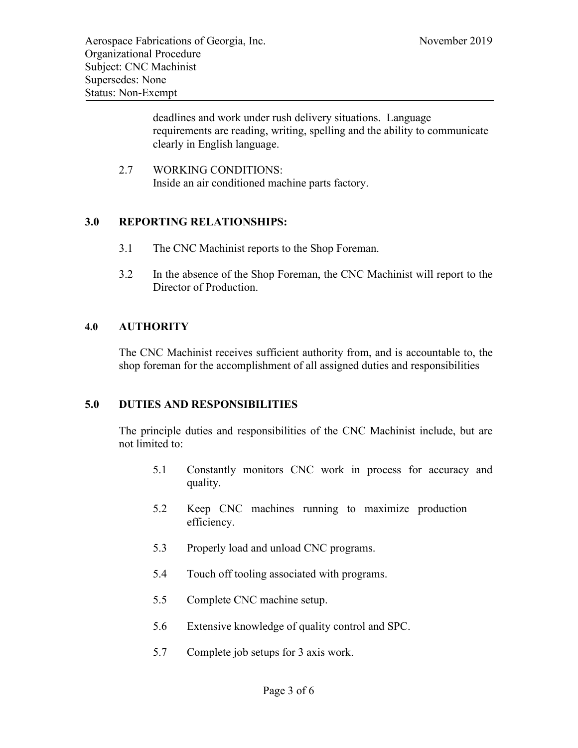deadlines and work under rush delivery situations. Language requirements are reading, writing, spelling and the ability to communicate clearly in English language.

2.7 WORKING CONDITIONS:
Inside an air conditioned machine parts factory.

## 3.0 REPORTING RELATIONSHIPS:

3.1 The CNC Machinist reports to the Shop Foreman.

3.2 In the absence of the Shop Foreman, the CNC Machinist will report to the Director of Production.

## 4.0 AUTHORITY

The CNC Machinist receives sufficient authority from, and is accountable to, the shop foreman for the accomplishment of all assigned duties and responsibilities

## 5.0 DUTIES AND RESPONSIBILITIES

The principle duties and responsibilities of the CNC Machinist include, but are not limited to:

5.1 Constantly monitors CNC work in process for accuracy and quality.

5.2 Keep CNC machines running to maximize production efficiency.

5.3 Properly load and unload CNC programs.

5.4 Touch off tooling associated with programs.

5.5 Complete CNC machine setup.

5.6 Extensive knowledge of quality control and SPC.

5.7 Complete job setups for 3 axis work.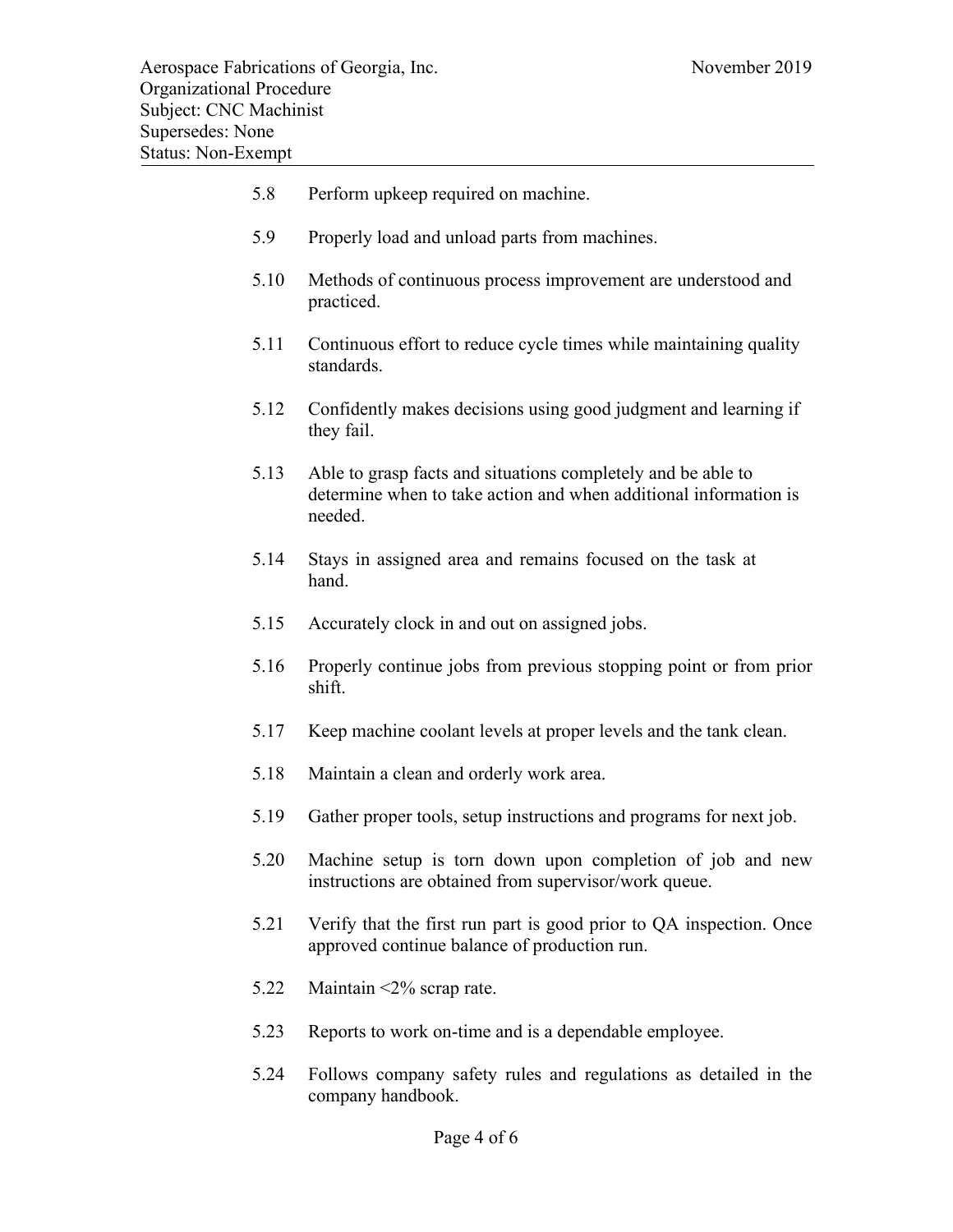5.8 Perform upkeep required on machine.

5.9 Properly load and unload parts from machines.

5.10 Methods of continuous process improvement are understood and practiced.

5.11 Continuous effort to reduce cycle times while maintaining quality standards.

5.12 Confidently makes decisions using good judgment and learning if they fail.

5.13 Able to grasp facts and situations completely and be able to determine when to take action and when additional information is needed.

5.14 Stays in assigned area and remains focused on the task at hand.

5.15 Accurately clock in and out on assigned jobs.

5.16 Properly continue jobs from previous stopping point or from prior shift.

5.17 Keep machine coolant levels at proper levels and the tank clean.

5.18 Maintain a clean and orderly work area.

5.19 Gather proper tools, setup instructions and programs for next job.

5.20 Machine setup is torn down upon completion of job and new instructions are obtained from supervisor/work queue.

5.21 Verify that the first run part is good prior to QA inspection. Once approved continue balance of production run.

5.22 Maintain <2% scrap rate.

5.23 Reports to work on-time and is a dependable employee.

5.24 Follows company safety rules and regulations as detailed in the company handbook.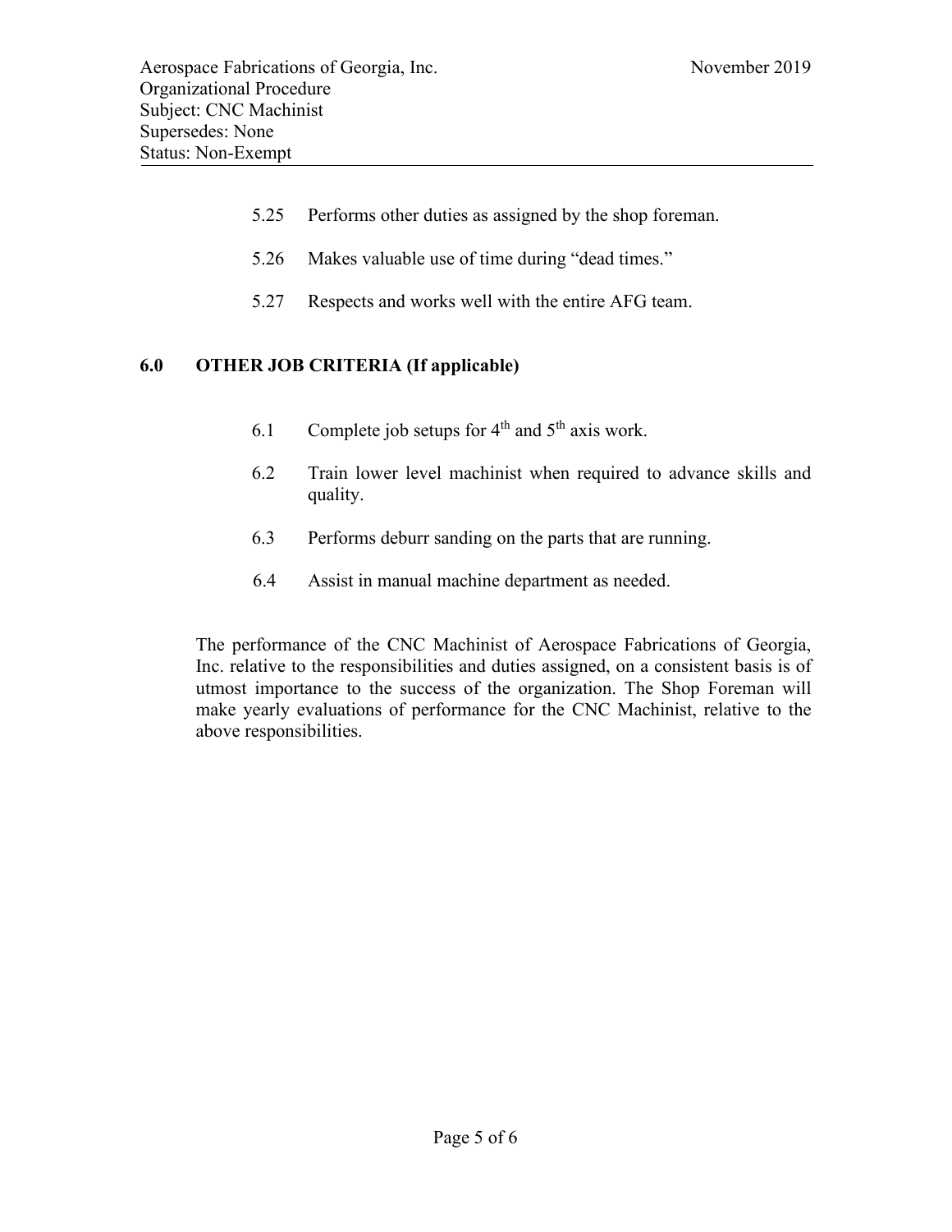5.25 Performs other duties as assigned by the shop foreman.

5.26 Makes valuable use of time during "dead times."

5.27 Respects and works well with the entire AFG team.

## 6.0 OTHER JOB CRITERIA (If applicable)

6.1 Complete job setups for 4th and 5th axis work.

6.2 Train lower level machinist when required to advance skills and quality.

6.3 Performs deburr sanding on the parts that are running.

6.4 Assist in manual machine department as needed.

The performance of the CNC Machinist of Aerospace Fabrications of Georgia, Inc. relative to the responsibilities and duties assigned, on a consistent basis is of utmost importance to the success of the organization. The Shop Foreman will make yearly evaluations of performance for the CNC Machinist, relative to the above responsibilities.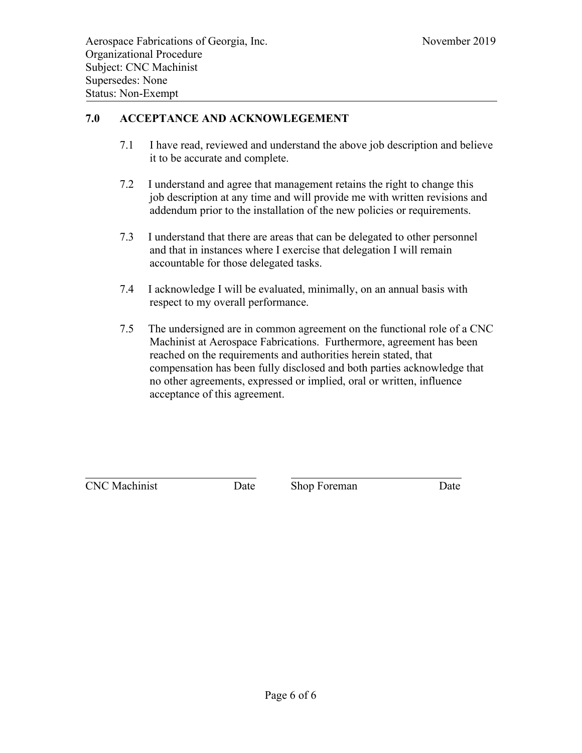## 7.0 ACCEPTANCE AND ACKNOWLEGEMENT

7.1 I have read, reviewed and understand the above job description and believe it to be accurate and complete.

7.2 I understand and agree that management retains the right to change this job description at any time and will provide me with written revisions and addendum prior to the installation of the new policies or requirements.

7.3 I understand that there are areas that can be delegated to other personnel and that in instances where I exercise that delegation I will remain accountable for those delegated tasks.

7.4 I acknowledge I will be evaluated, minimally, on an annual basis with respect to my overall performance.

7.5 The undersigned are in common agreement on the functional role of a CNC Machinist at Aerospace Fabrications. Furthermore, agreement has been reached on the requirements and authorities herein stated, that compensation has been fully disclosed and both parties acknowledge that no other agreements, expressed or implied, oral or written, influence acceptance of this agreement.

\_\_\_\_\_\_\_\_\_\_\_\_\_\_\_\_\_\_\_\_\_\_\_\_\_\_\_\_\_\_\_\_ \_\_\_\_\_\_\_\_\_\_\_\_\_\_\_\_\_\_\_\_\_\_\_\_\_\_\_\_\_\_\_\_

CNC Machinist Date Shop Foreman Date